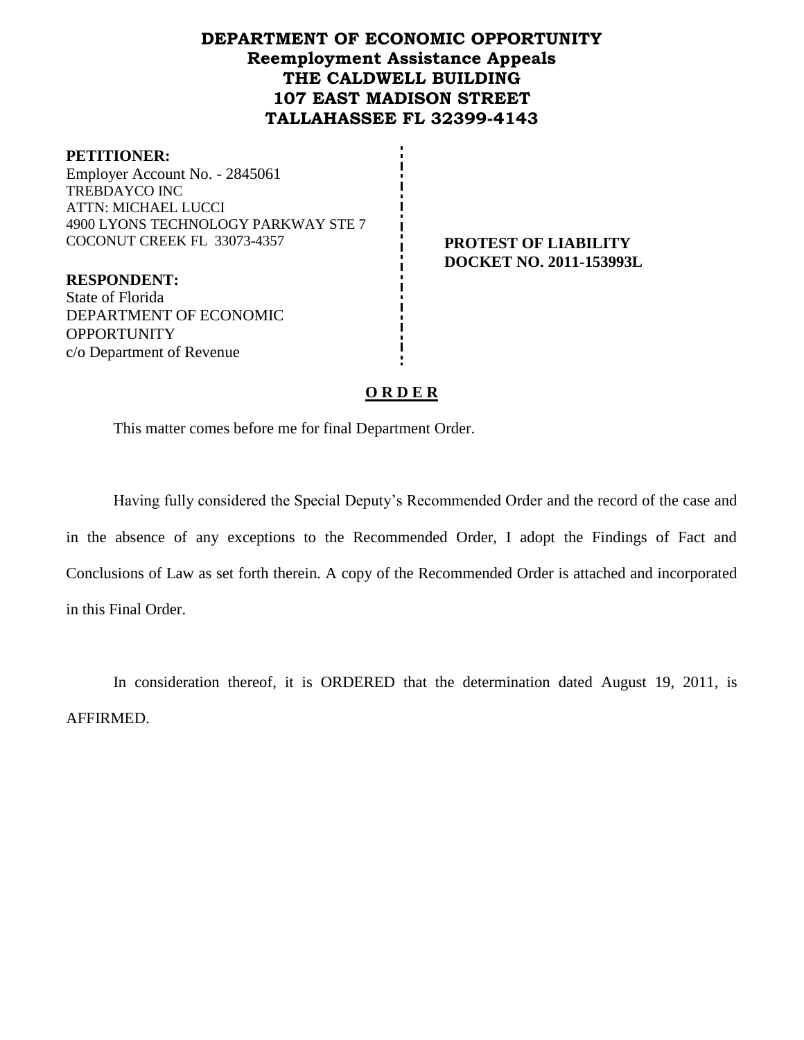# DEPARTMENT OF ECONOMIC OPPORTUNITY
## Reemployment Assistance Appeals
## THE CALDWELL BUILDING
## 107 EAST MADISON STREET
## TALLAHASSEE FL 32399-4143

**PETITIONER:**
Employer Account No. - 2845061
TREBDAYCO INC
ATTN: MICHAEL LUCCI
4900 LYONS TECHNOLOGY PARKWAY STE 7
COCONUT CREEK FL 33073-4357

**PROTEST OF LIABILITY**
**DOCKET NO. 2011-153993L**

**RESPONDENT:**
State of Florida
DEPARTMENT OF ECONOMIC OPPORTUNITY
c/o Department of Revenue

## O R D E R

This matter comes before me for final Department Order.

Having fully considered the Special Deputy's Recommended Order and the record of the case and in the absence of any exceptions to the Recommended Order, I adopt the Findings of Fact and Conclusions of Law as set forth therein. A copy of the Recommended Order is attached and incorporated in this Final Order.

In consideration thereof, it is ORDERED that the determination dated August 19, 2011, is AFFIRMED.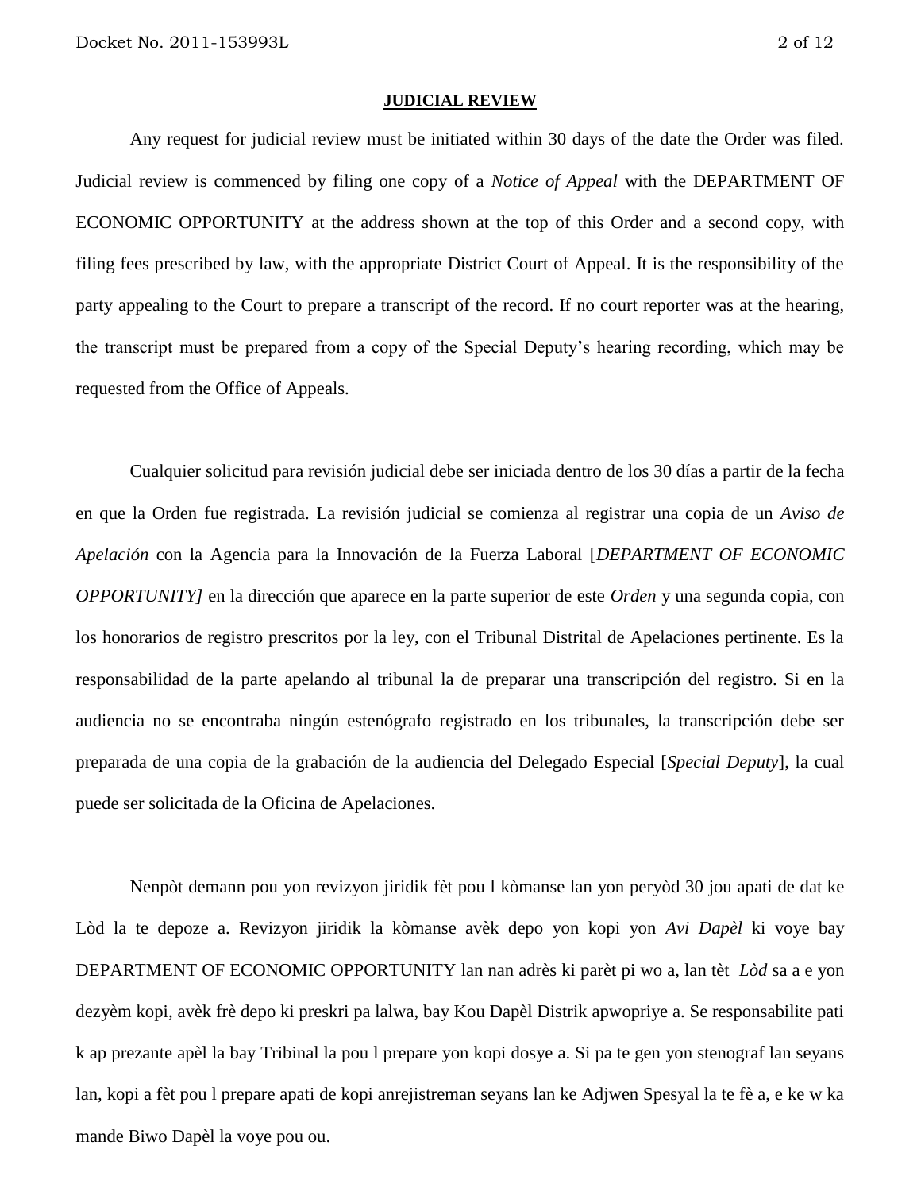**JUDICIAL REVIEW**

Any request for judicial review must be initiated within 30 days of the date the Order was filed. Judicial review is commenced by filing one copy of a *Notice of Appeal* with the DEPARTMENT OF ECONOMIC OPPORTUNITY at the address shown at the top of this Order and a second copy, with filing fees prescribed by law, with the appropriate District Court of Appeal. It is the responsibility of the party appealing to the Court to prepare a transcript of the record. If no court reporter was at the hearing, the transcript must be prepared from a copy of the Special Deputy's hearing recording, which may be requested from the Office of Appeals.

Cualquier solicitud para revisión judicial debe ser iniciada dentro de los 30 días a partir de la fecha en que la Orden fue registrada. La revisión judicial se comienza al registrar una copia de un *Aviso de Apelación* con la Agencia para la Innovación de la Fuerza Laboral [*DEPARTMENT OF ECONOMIC OPPORTUNITY]* en la dirección que aparece en la parte superior de este *Orden* y una segunda copia, con los honorarios de registro prescritos por la ley, con el Tribunal Distrital de Apelaciones pertinente. Es la responsabilidad de la parte apelando al tribunal la de preparar una transcripción del registro. Si en la audiencia no se encontraba ningún estenógrafo registrado en los tribunales, la transcripción debe ser preparada de una copia de la grabación de la audiencia del Delegado Especial [*Special Deputy*], la cual puede ser solicitada de la Oficina de Apelaciones.

Nenpòt demann pou yon revizyon jiridik fèt pou l kòmanse lan yon peryòd 30 jou apati de dat ke Lòd la te depoze a. Revizyon jiridik la kòmanse avèk depo yon kopi yon *Avi Dapèl* ki voye bay DEPARTMENT OF ECONOMIC OPPORTUNITY lan nan adrès ki parèt pi wo a, lan tèt *Lòd* sa a e yon dezyèm kopi, avèk frè depo ki preskri pa lalwa, bay Kou Dapèl Distrik apwopriye a. Se responsabilite pati k ap prezante apèl la bay Tribinal la pou l prepare yon kopi dosye a. Si pa te gen yon stenograf lan seyans lan, kopi a fèt pou l prepare apati de kopi anrejistreman seyans lan ke Adjwen Spesyal la te fè a, e ke w ka mande Biwo Dapèl la voye pou ou.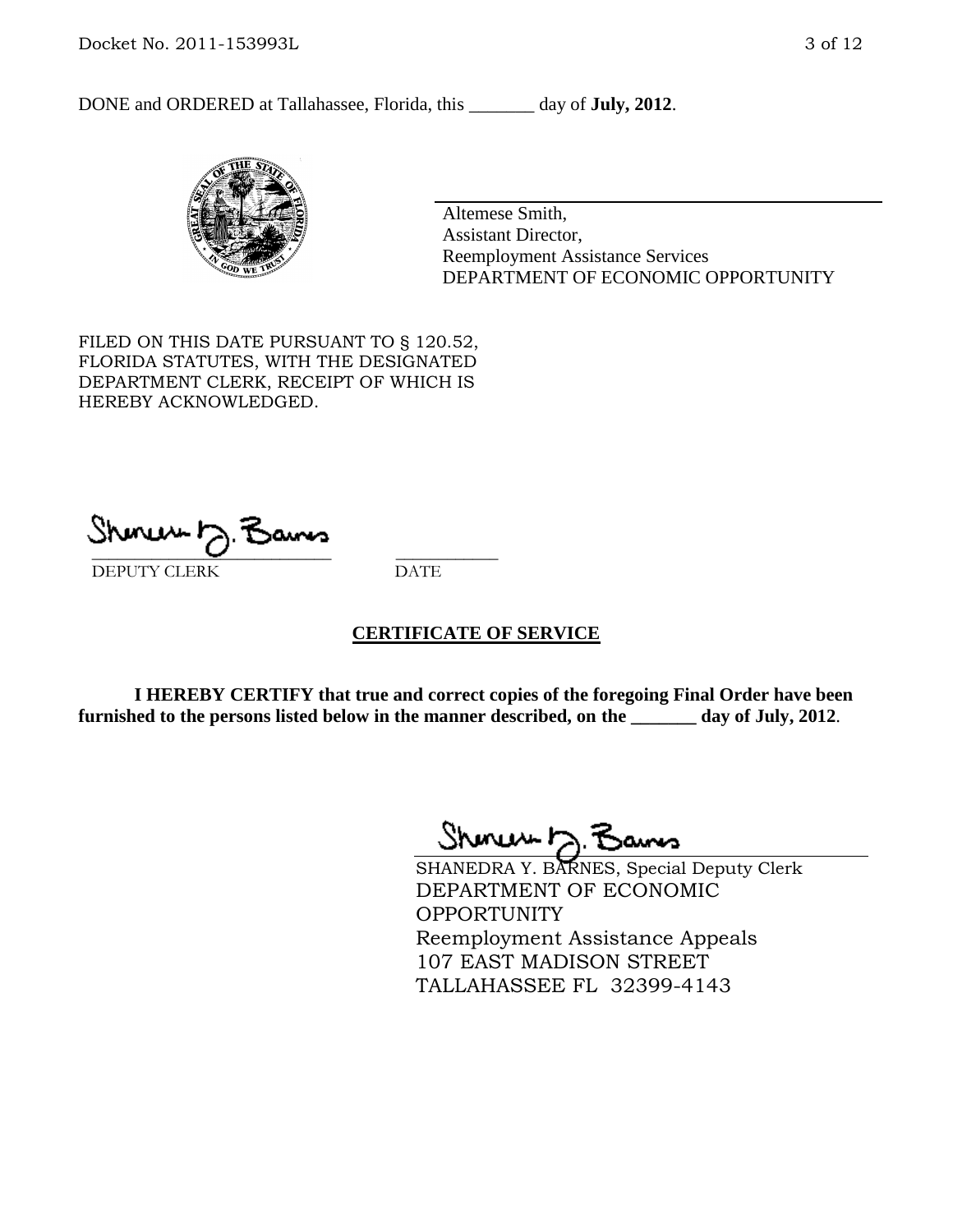DONE and ORDERED at Tallahassee, Florida, this _______ day of **July, 2012**.

Altemese Smith,
Assistant Director,
Reemployment Assistance Services
DEPARTMENT OF ECONOMIC OPPORTUNITY

FILED ON THIS DATE PURSUANT TO § 120.52, FLORIDA STATUTES, WITH THE DESIGNATED DEPARTMENT CLERK, RECEIPT OF WHICH IS HEREBY ACKNOWLEDGED.

DEPUTY CLERK    DATE

## CERTIFICATE OF SERVICE

**I HEREBY CERTIFY that true and correct copies of the foregoing Final Order have been furnished to the persons listed below in the manner described, on the _______ day of July, 2012**.

SHANEDRA Y. BARNES, Special Deputy Clerk
DEPARTMENT OF ECONOMIC OPPORTUNITY
Reemployment Assistance Appeals
107 EAST MADISON STREET
TALLAHASSEE FL 32399-4143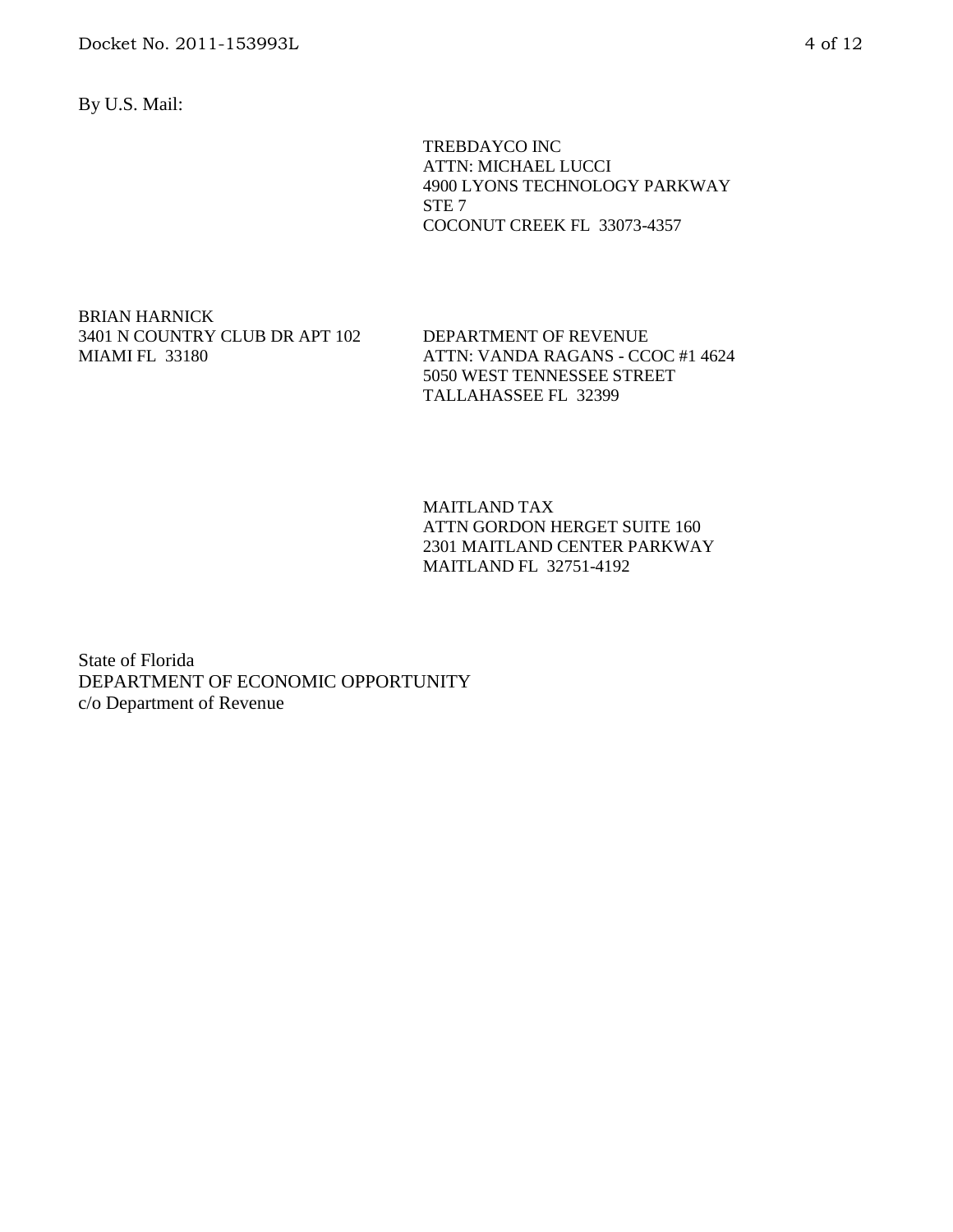By U.S. Mail:

TREBDAYCO INC
ATTN: MICHAEL LUCCI
4900 LYONS TECHNOLOGY PARKWAY
STE 7
COCONUT CREEK FL 33073-4357

BRIAN HARNICK
3401 N COUNTRY CLUB DR APT 102
MIAMI FL 33180

DEPARTMENT OF REVENUE
ATTN: VANDA RAGANS - CCOC #1 4624
5050 WEST TENNESSEE STREET
TALLAHASSEE FL 32399

MAITLAND TAX
ATTN GORDON HERGET SUITE 160
2301 MAITLAND CENTER PARKWAY
MAITLAND FL 32751-4192

State of Florida
DEPARTMENT OF ECONOMIC OPPORTUNITY
c/o Department of Revenue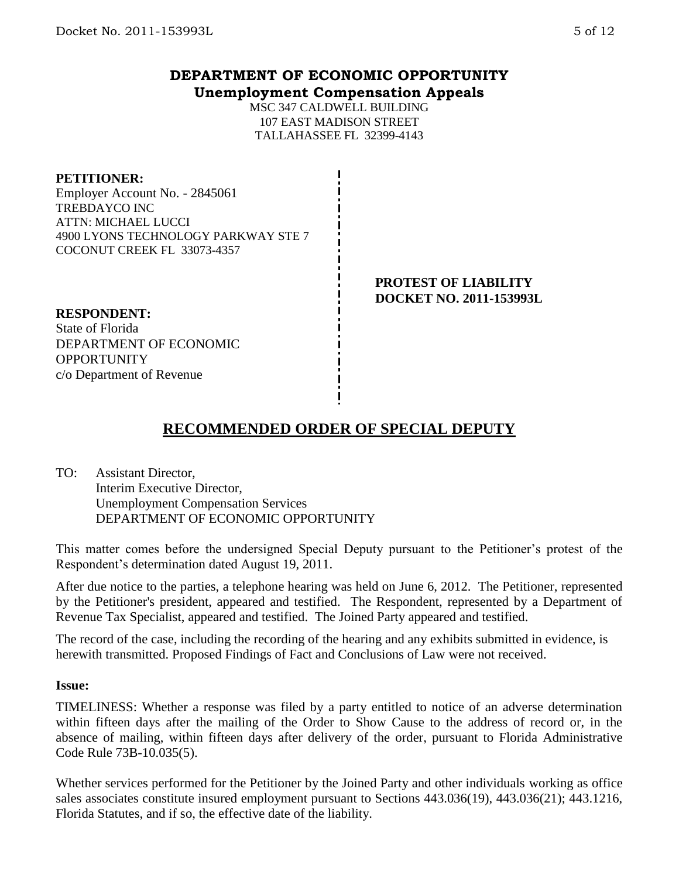# DEPARTMENT OF ECONOMIC OPPORTUNITY
## Unemployment Compensation Appeals

MSC 347 CALDWELL BUILDING
107 EAST MADISON STREET
TALLAHASSEE FL 32399-4143

**PETITIONER:**
Employer Account No. - 2845061
TREBDAYCO INC
ATTN: MICHAEL LUCCI
4900 LYONS TECHNOLOGY PARKWAY STE 7
COCONUT CREEK FL 33073-4357

**PROTEST OF LIABILITY**
**DOCKET NO. 2011-153993L**

**RESPONDENT:**
State of Florida
DEPARTMENT OF ECONOMIC OPPORTUNITY
c/o Department of Revenue

## RECOMMENDED ORDER OF SPECIAL DEPUTY

TO: Assistant Director,
Interim Executive Director,
Unemployment Compensation Services
DEPARTMENT OF ECONOMIC OPPORTUNITY

This matter comes before the undersigned Special Deputy pursuant to the Petitioner's protest of the Respondent's determination dated August 19, 2011.

After due notice to the parties, a telephone hearing was held on June 6, 2012. The Petitioner, represented by the Petitioner's president, appeared and testified. The Respondent, represented by a Department of Revenue Tax Specialist, appeared and testified. The Joined Party appeared and testified.

The record of the case, including the recording of the hearing and any exhibits submitted in evidence, is herewith transmitted. Proposed Findings of Fact and Conclusions of Law were not received.

**Issue:**

TIMELINESS: Whether a response was filed by a party entitled to notice of an adverse determination within fifteen days after the mailing of the Order to Show Cause to the address of record or, in the absence of mailing, within fifteen days after delivery of the order, pursuant to Florida Administrative Code Rule 73B-10.035(5).

Whether services performed for the Petitioner by the Joined Party and other individuals working as office sales associates constitute insured employment pursuant to Sections 443.036(19), 443.036(21); 443.1216, Florida Statutes, and if so, the effective date of the liability.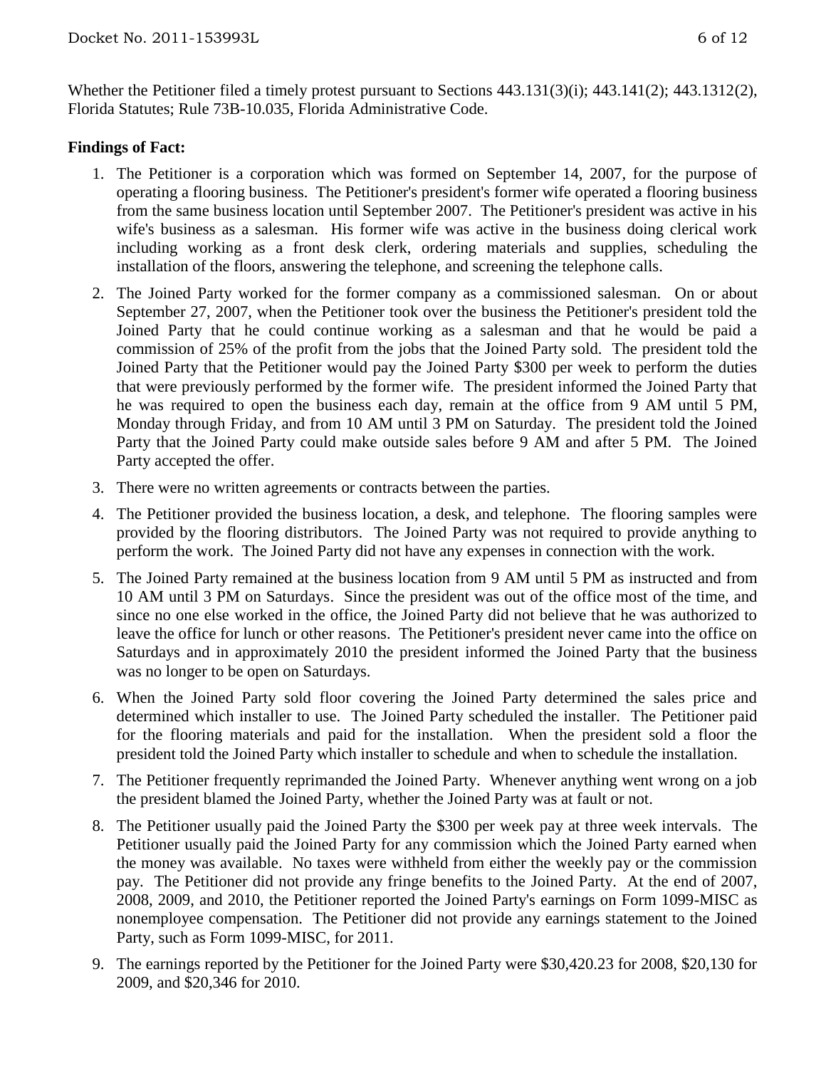Whether the Petitioner filed a timely protest pursuant to Sections 443.131(3)(i); 443.141(2); 443.1312(2), Florida Statutes; Rule 73B-10.035, Florida Administrative Code.

**Findings of Fact:**

1. The Petitioner is a corporation which was formed on September 14, 2007, for the purpose of operating a flooring business. The Petitioner's president's former wife operated a flooring business from the same business location until September 2007. The Petitioner's president was active in his wife's business as a salesman. His former wife was active in the business doing clerical work including working as a front desk clerk, ordering materials and supplies, scheduling the installation of the floors, answering the telephone, and screening the telephone calls.

2. The Joined Party worked for the former company as a commissioned salesman. On or about September 27, 2007, when the Petitioner took over the business the Petitioner's president told the Joined Party that he could continue working as a salesman and that he would be paid a commission of 25% of the profit from the jobs that the Joined Party sold. The president told the Joined Party that the Petitioner would pay the Joined Party $300 per week to perform the duties that were previously performed by the former wife. The president informed the Joined Party that he was required to open the business each day, remain at the office from 9 AM until 5 PM, Monday through Friday, and from 10 AM until 3 PM on Saturday. The president told the Joined Party that the Joined Party could make outside sales before 9 AM and after 5 PM. The Joined Party accepted the offer.

3. There were no written agreements or contracts between the parties.

4. The Petitioner provided the business location, a desk, and telephone. The flooring samples were provided by the flooring distributors. The Joined Party was not required to provide anything to perform the work. The Joined Party did not have any expenses in connection with the work.

5. The Joined Party remained at the business location from 9 AM until 5 PM as instructed and from 10 AM until 3 PM on Saturdays. Since the president was out of the office most of the time, and since no one else worked in the office, the Joined Party did not believe that he was authorized to leave the office for lunch or other reasons. The Petitioner's president never came into the office on Saturdays and in approximately 2010 the president informed the Joined Party that the business was no longer to be open on Saturdays.

6. When the Joined Party sold floor covering the Joined Party determined the sales price and determined which installer to use. The Joined Party scheduled the installer. The Petitioner paid for the flooring materials and paid for the installation. When the president sold a floor the president told the Joined Party which installer to schedule and when to schedule the installation.

7. The Petitioner frequently reprimanded the Joined Party. Whenever anything went wrong on a job the president blamed the Joined Party, whether the Joined Party was at fault or not.

8. The Petitioner usually paid the Joined Party the $300 per week pay at three week intervals. The Petitioner usually paid the Joined Party for any commission which the Joined Party earned when the money was available. No taxes were withheld from either the weekly pay or the commission pay. The Petitioner did not provide any fringe benefits to the Joined Party. At the end of 2007, 2008, 2009, and 2010, the Petitioner reported the Joined Party's earnings on Form 1099-MISC as nonemployee compensation. The Petitioner did not provide any earnings statement to the Joined Party, such as Form 1099-MISC, for 2011.

9. The earnings reported by the Petitioner for the Joined Party were $30,420.23 for 2008, $20,130 for 2009, and $20,346 for 2010.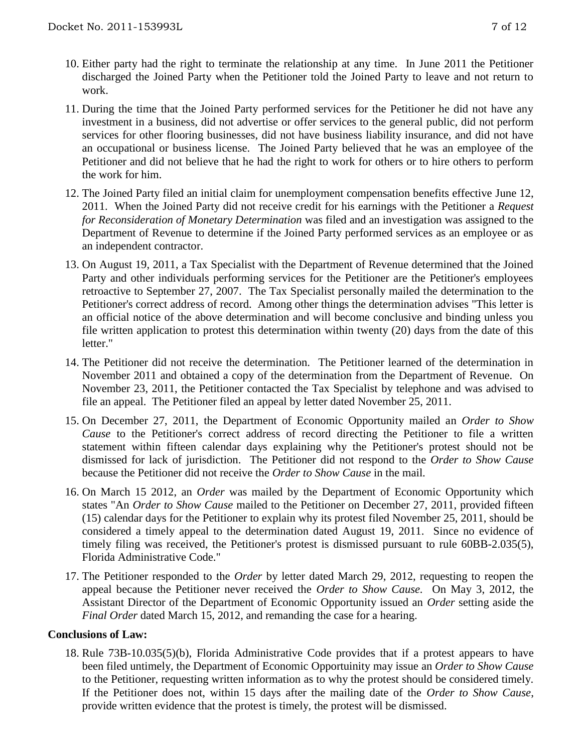10. Either party had the right to terminate the relationship at any time. In June 2011 the Petitioner discharged the Joined Party when the Petitioner told the Joined Party to leave and not return to work.

11. During the time that the Joined Party performed services for the Petitioner he did not have any investment in a business, did not advertise or offer services to the general public, did not perform services for other flooring businesses, did not have business liability insurance, and did not have an occupational or business license. The Joined Party believed that he was an employee of the Petitioner and did not believe that he had the right to work for others or to hire others to perform the work for him.

12. The Joined Party filed an initial claim for unemployment compensation benefits effective June 12, 2011. When the Joined Party did not receive credit for his earnings with the Petitioner a *Request for Reconsideration of Monetary Determination* was filed and an investigation was assigned to the Department of Revenue to determine if the Joined Party performed services as an employee or as an independent contractor.

13. On August 19, 2011, a Tax Specialist with the Department of Revenue determined that the Joined Party and other individuals performing services for the Petitioner are the Petitioner's employees retroactive to September 27, 2007. The Tax Specialist personally mailed the determination to the Petitioner's correct address of record. Among other things the determination advises "This letter is an official notice of the above determination and will become conclusive and binding unless you file written application to protest this determination within twenty (20) days from the date of this letter."

14. The Petitioner did not receive the determination. The Petitioner learned of the determination in November 2011 and obtained a copy of the determination from the Department of Revenue. On November 23, 2011, the Petitioner contacted the Tax Specialist by telephone and was advised to file an appeal. The Petitioner filed an appeal by letter dated November 25, 2011.

15. On December 27, 2011, the Department of Economic Opportunity mailed an *Order to Show Cause* to the Petitioner's correct address of record directing the Petitioner to file a written statement within fifteen calendar days explaining why the Petitioner's protest should not be dismissed for lack of jurisdiction. The Petitioner did not respond to the *Order to Show Cause* because the Petitioner did not receive the *Order to Show Cause* in the mail.

16. On March 15 2012, an *Order* was mailed by the Department of Economic Opportunity which states "An *Order to Show Cause* mailed to the Petitioner on December 27, 2011, provided fifteen (15) calendar days for the Petitioner to explain why its protest filed November 25, 2011, should be considered a timely appeal to the determination dated August 19, 2011. Since no evidence of timely filing was received, the Petitioner's protest is dismissed pursuant to rule 60BB-2.035(5), Florida Administrative Code."

17. The Petitioner responded to the *Order* by letter dated March 29, 2012, requesting to reopen the appeal because the Petitioner never received the *Order to Show Cause*. On May 3, 2012, the Assistant Director of the Department of Economic Opportunity issued an *Order* setting aside the *Final Order* dated March 15, 2012, and remanding the case for a hearing.

**Conclusions of Law:**

18. Rule 73B-10.035(5)(b), Florida Administrative Code provides that if a protest appears to have been filed untimely, the Department of Economic Opportuinity may issue an *Order to Show Cause* to the Petitioner, requesting written information as to why the protest should be considered timely. If the Petitioner does not, within 15 days after the mailing date of the *Order to Show Cause*, provide written evidence that the protest is timely, the protest will be dismissed.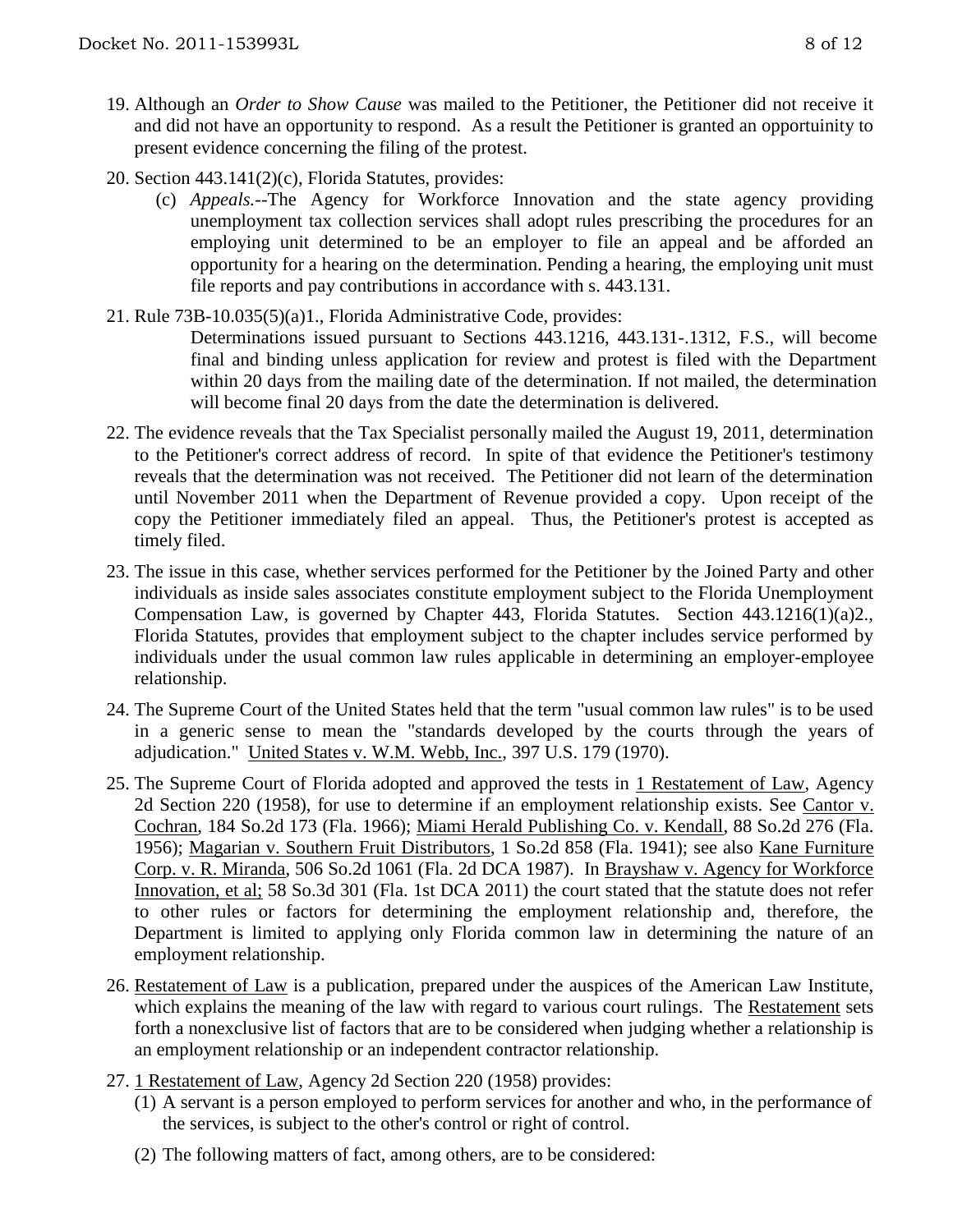19. Although an *Order to Show Cause* was mailed to the Petitioner, the Petitioner did not receive it and did not have an opportunity to respond. As a result the Petitioner is granted an opportuinity to present evidence concerning the filing of the protest.

20. Section 443.141(2)(c), Florida Statutes, provides:

    (c) *Appeals.*--The Agency for Workforce Innovation and the state agency providing unemployment tax collection services shall adopt rules prescribing the procedures for an employing unit determined to be an employer to file an appeal and be afforded an opportunity for a hearing on the determination. Pending a hearing, the employing unit must file reports and pay contributions in accordance with s. 443.131.

21. Rule 73B-10.035(5)(a)1., Florida Administrative Code, provides:

    Determinations issued pursuant to Sections 443.1216, 443.131-.1312, F.S., will become final and binding unless application for review and protest is filed with the Department within 20 days from the mailing date of the determination. If not mailed, the determination will become final 20 days from the date the determination is delivered.

22. The evidence reveals that the Tax Specialist personally mailed the August 19, 2011, determination to the Petitioner's correct address of record. In spite of that evidence the Petitioner's testimony reveals that the determination was not received. The Petitioner did not learn of the determination until November 2011 when the Department of Revenue provided a copy. Upon receipt of the copy the Petitioner immediately filed an appeal. Thus, the Petitioner's protest is accepted as timely filed.

23. The issue in this case, whether services performed for the Petitioner by the Joined Party and other individuals as inside sales associates constitute employment subject to the Florida Unemployment Compensation Law, is governed by Chapter 443, Florida Statutes. Section 443.1216(1)(a)2., Florida Statutes, provides that employment subject to the chapter includes service performed by individuals under the usual common law rules applicable in determining an employer-employee relationship.

24. The Supreme Court of the United States held that the term "usual common law rules" is to be used in a generic sense to mean the "standards developed by the courts through the years of adjudication." United States v. W.M. Webb, Inc., 397 U.S. 179 (1970).

25. The Supreme Court of Florida adopted and approved the tests in 1 Restatement of Law, Agency 2d Section 220 (1958), for use to determine if an employment relationship exists. See Cantor v. Cochran, 184 So.2d 173 (Fla. 1966); Miami Herald Publishing Co. v. Kendall, 88 So.2d 276 (Fla. 1956); Magarian v. Southern Fruit Distributors, 1 So.2d 858 (Fla. 1941); see also Kane Furniture Corp. v. R. Miranda, 506 So.2d 1061 (Fla. 2d DCA 1987). In Brayshaw v. Agency for Workforce Innovation, et al; 58 So.3d 301 (Fla. 1st DCA 2011) the court stated that the statute does not refer to other rules or factors for determining the employment relationship and, therefore, the Department is limited to applying only Florida common law in determining the nature of an employment relationship.

26. Restatement of Law is a publication, prepared under the auspices of the American Law Institute, which explains the meaning of the law with regard to various court rulings. The Restatement sets forth a nonexclusive list of factors that are to be considered when judging whether a relationship is an employment relationship or an independent contractor relationship.

27. 1 Restatement of Law, Agency 2d Section 220 (1958) provides:

    (1) A servant is a person employed to perform services for another and who, in the performance of the services, is subject to the other's control or right of control.

    (2) The following matters of fact, among others, are to be considered: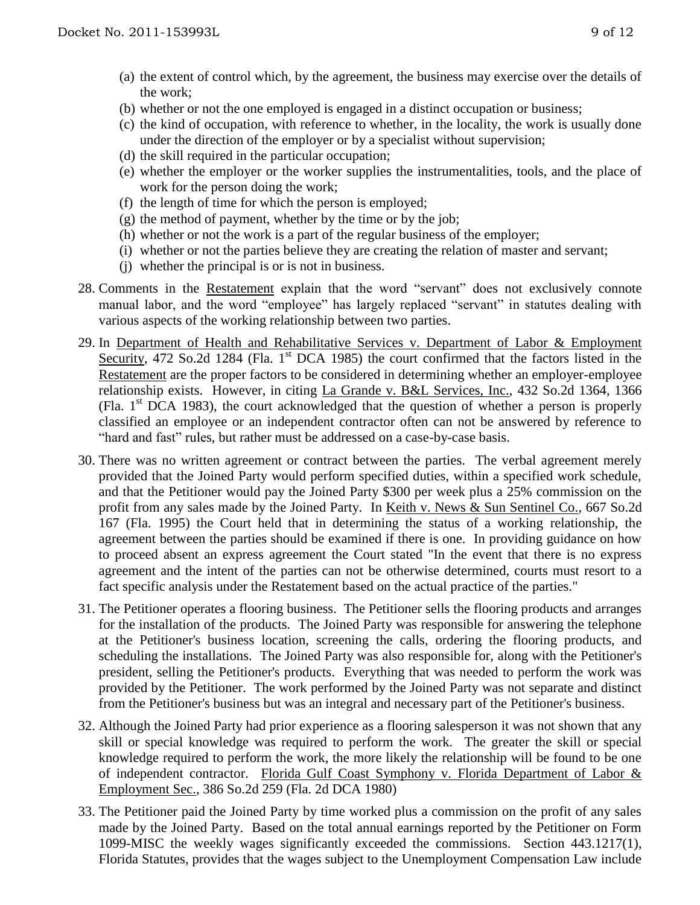(a) the extent of control which, by the agreement, the business may exercise over the details of the work;
(b) whether or not the one employed is engaged in a distinct occupation or business;
(c) the kind of occupation, with reference to whether, in the locality, the work is usually done under the direction of the employer or by a specialist without supervision;
(d) the skill required in the particular occupation;
(e) whether the employer or the worker supplies the instrumentalities, tools, and the place of work for the person doing the work;
(f) the length of time for which the person is employed;
(g) the method of payment, whether by the time or by the job;
(h) whether or not the work is a part of the regular business of the employer;
(i) whether or not the parties believe they are creating the relation of master and servant;
(j) whether the principal is or is not in business.

28. Comments in the Restatement explain that the word "servant" does not exclusively connote manual labor, and the word "employee" has largely replaced "servant" in statutes dealing with various aspects of the working relationship between two parties.

29. In Department of Health and Rehabilitative Services v. Department of Labor & Employment Security, 472 So.2d 1284 (Fla. 1st DCA 1985) the court confirmed that the factors listed in the Restatement are the proper factors to be considered in determining whether an employer-employee relationship exists. However, in citing La Grande v. B&L Services, Inc., 432 So.2d 1364, 1366 (Fla. 1st DCA 1983), the court acknowledged that the question of whether a person is properly classified an employee or an independent contractor often can not be answered by reference to "hard and fast" rules, but rather must be addressed on a case-by-case basis.

30. There was no written agreement or contract between the parties. The verbal agreement merely provided that the Joined Party would perform specified duties, within a specified work schedule, and that the Petitioner would pay the Joined Party $300 per week plus a 25% commission on the profit from any sales made by the Joined Party. In Keith v. News & Sun Sentinel Co., 667 So.2d 167 (Fla. 1995) the Court held that in determining the status of a working relationship, the agreement between the parties should be examined if there is one. In providing guidance on how to proceed absent an express agreement the Court stated "In the event that there is no express agreement and the intent of the parties can not be otherwise determined, courts must resort to a fact specific analysis under the Restatement based on the actual practice of the parties."

31. The Petitioner operates a flooring business. The Petitioner sells the flooring products and arranges for the installation of the products. The Joined Party was responsible for answering the telephone at the Petitioner's business location, screening the calls, ordering the flooring products, and scheduling the installations. The Joined Party was also responsible for, along with the Petitioner's president, selling the Petitioner's products. Everything that was needed to perform the work was provided by the Petitioner. The work performed by the Joined Party was not separate and distinct from the Petitioner's business but was an integral and necessary part of the Petitioner's business.

32. Although the Joined Party had prior experience as a flooring salesperson it was not shown that any skill or special knowledge was required to perform the work. The greater the skill or special knowledge required to perform the work, the more likely the relationship will be found to be one of independent contractor. Florida Gulf Coast Symphony v. Florida Department of Labor & Employment Sec., 386 So.2d 259 (Fla. 2d DCA 1980)

33. The Petitioner paid the Joined Party by time worked plus a commission on the profit of any sales made by the Joined Party. Based on the total annual earnings reported by the Petitioner on Form 1099-MISC the weekly wages significantly exceeded the commissions. Section 443.1217(1), Florida Statutes, provides that the wages subject to the Unemployment Compensation Law include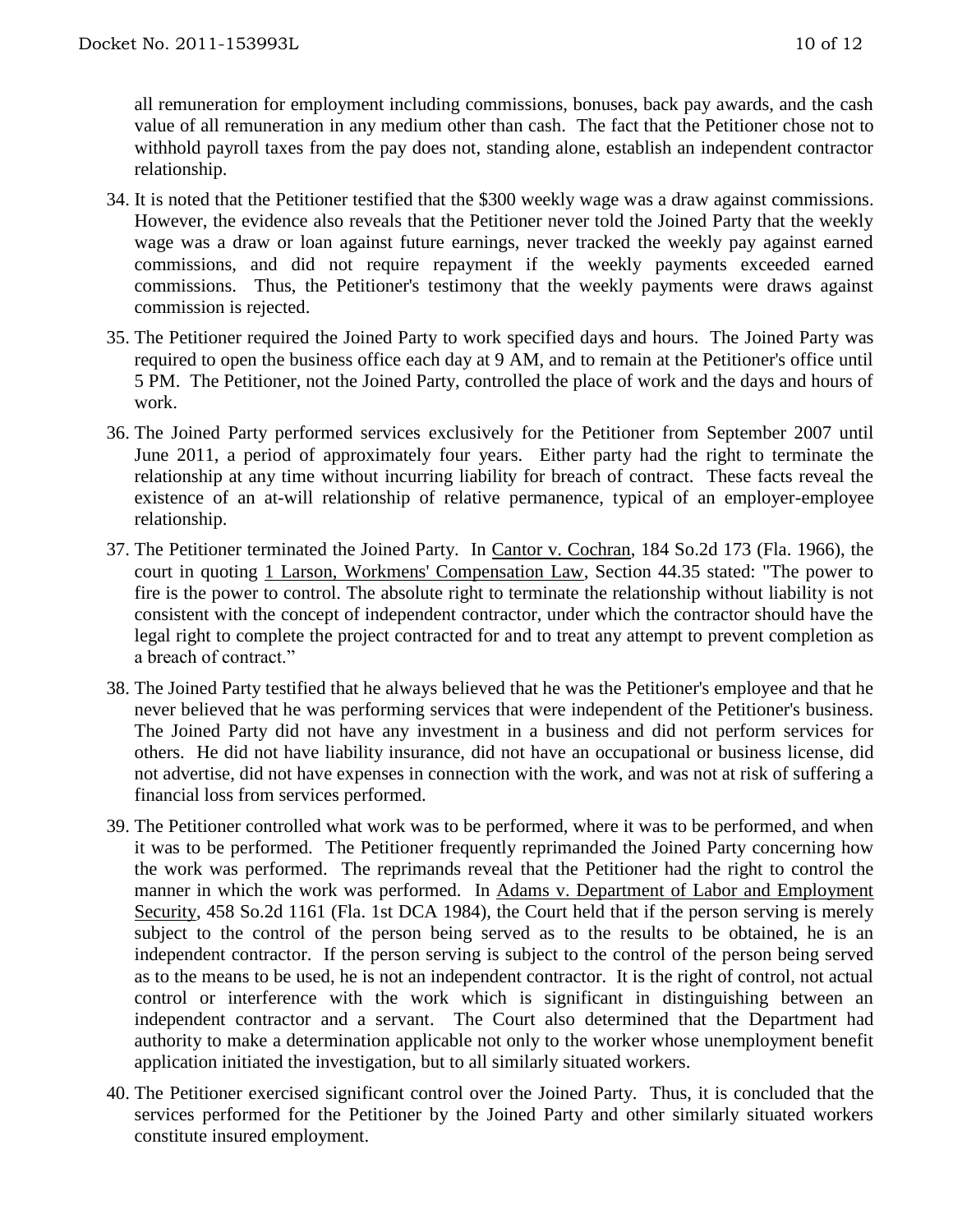all remuneration for employment including commissions, bonuses, back pay awards, and the cash value of all remuneration in any medium other than cash. The fact that the Petitioner chose not to withhold payroll taxes from the pay does not, standing alone, establish an independent contractor relationship.

34. It is noted that the Petitioner testified that the $300 weekly wage was a draw against commissions. However, the evidence also reveals that the Petitioner never told the Joined Party that the weekly wage was a draw or loan against future earnings, never tracked the weekly pay against earned commissions, and did not require repayment if the weekly payments exceeded earned commissions. Thus, the Petitioner's testimony that the weekly payments were draws against commission is rejected.

35. The Petitioner required the Joined Party to work specified days and hours. The Joined Party was required to open the business office each day at 9 AM, and to remain at the Petitioner's office until 5 PM. The Petitioner, not the Joined Party, controlled the place of work and the days and hours of work.

36. The Joined Party performed services exclusively for the Petitioner from September 2007 until June 2011, a period of approximately four years. Either party had the right to terminate the relationship at any time without incurring liability for breach of contract. These facts reveal the existence of an at-will relationship of relative permanence, typical of an employer-employee relationship.

37. The Petitioner terminated the Joined Party. In Cantor v. Cochran, 184 So.2d 173 (Fla. 1966), the court in quoting 1 Larson, Workmens' Compensation Law, Section 44.35 stated: "The power to fire is the power to control. The absolute right to terminate the relationship without liability is not consistent with the concept of independent contractor, under which the contractor should have the legal right to complete the project contracted for and to treat any attempt to prevent completion as a breach of contract."

38. The Joined Party testified that he always believed that he was the Petitioner's employee and that he never believed that he was performing services that were independent of the Petitioner's business. The Joined Party did not have any investment in a business and did not perform services for others. He did not have liability insurance, did not have an occupational or business license, did not advertise, did not have expenses in connection with the work, and was not at risk of suffering a financial loss from services performed.

39. The Petitioner controlled what work was to be performed, where it was to be performed, and when it was to be performed. The Petitioner frequently reprimanded the Joined Party concerning how the work was performed. The reprimands reveal that the Petitioner had the right to control the manner in which the work was performed. In Adams v. Department of Labor and Employment Security, 458 So.2d 1161 (Fla. 1st DCA 1984), the Court held that if the person serving is merely subject to the control of the person being served as to the results to be obtained, he is an independent contractor. If the person serving is subject to the control of the person being served as to the means to be used, he is not an independent contractor. It is the right of control, not actual control or interference with the work which is significant in distinguishing between an independent contractor and a servant. The Court also determined that the Department had authority to make a determination applicable not only to the worker whose unemployment benefit application initiated the investigation, but to all similarly situated workers.

40. The Petitioner exercised significant control over the Joined Party. Thus, it is concluded that the services performed for the Petitioner by the Joined Party and other similarly situated workers constitute insured employment.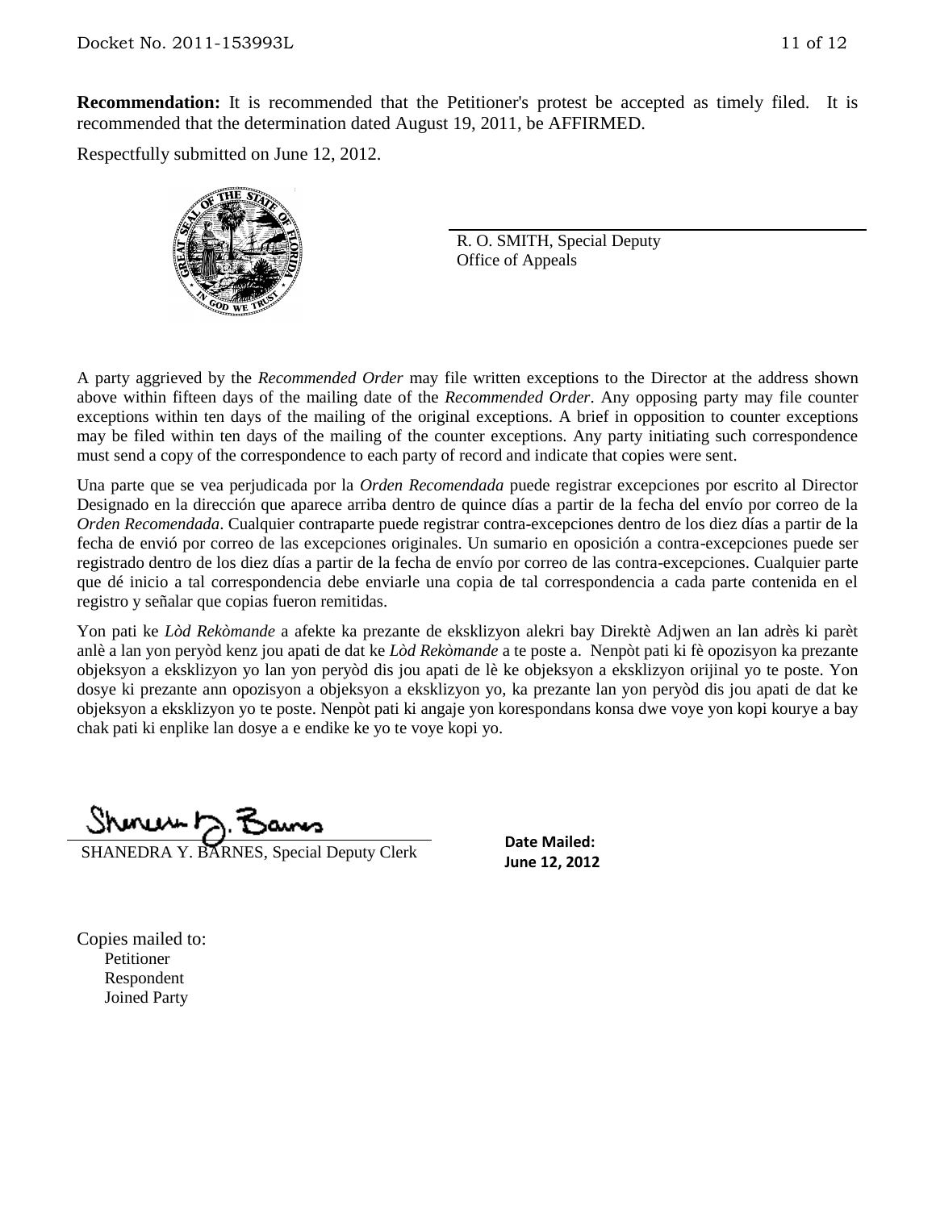**Recommendation:** It is recommended that the Petitioner's protest be accepted as timely filed. It is recommended that the determination dated August 19, 2011, be AFFIRMED.

Respectfully submitted on June 12, 2012.

R. O. SMITH, Special Deputy
Office of Appeals

A party aggrieved by the *Recommended Order* may file written exceptions to the Director at the address shown above within fifteen days of the mailing date of the *Recommended Order*. Any opposing party may file counter exceptions within ten days of the mailing of the original exceptions. A brief in opposition to counter exceptions may be filed within ten days of the mailing of the counter exceptions. Any party initiating such correspondence must send a copy of the correspondence to each party of record and indicate that copies were sent.

Una parte que se vea perjudicada por la *Orden Recomendada* puede registrar excepciones por escrito al Director Designado en la dirección que aparece arriba dentro de quince días a partir de la fecha del envío por correo de la *Orden Recomendada*. Cualquier contraparte puede registrar contra-excepciones dentro de los diez días a partir de la fecha de envió por correo de las excepciones originales. Un sumario en oposición a contra-excepciones puede ser registrado dentro de los diez días a partir de la fecha de envío por correo de las contra-excepciones. Cualquier parte que dé inicio a tal correspondencia debe enviarle una copia de tal correspondencia a cada parte contenida en el registro y señalar que copias fueron remitidas.

Yon pati ke *Lòd Rekòmande* a afekte ka prezante de eksklizyon alekri bay Direktè Adjwen an lan adrès ki parèt anlè a lan yon peryòd kenz jou apati de dat ke *Lòd Rekòmande* a te poste a. Nenpòt pati ki fè opozisyon ka prezante objeksyon a eksklizyon yo lan yon peryòd dis jou apati de lè ke objeksyon a eksklizyon orijinal yo te poste. Yon dosye ki prezante ann opozisyon a objeksyon a eksklizyon yo, ka prezante lan yon peryòd dis jou apati de dat ke objeksyon a eksklizyon yo te poste. Nenpòt pati ki angaje yon korespondans konsa dwe voye yon kopi kourye a bay chak pati ki enplike lan dosye a e endike ke yo te voye kopi yo.

SHANEDRA Y. BARNES, Special Deputy Clerk

**Date Mailed:**
**June 12, 2012**

Copies mailed to:
- Petitioner
- Respondent
- Joined Party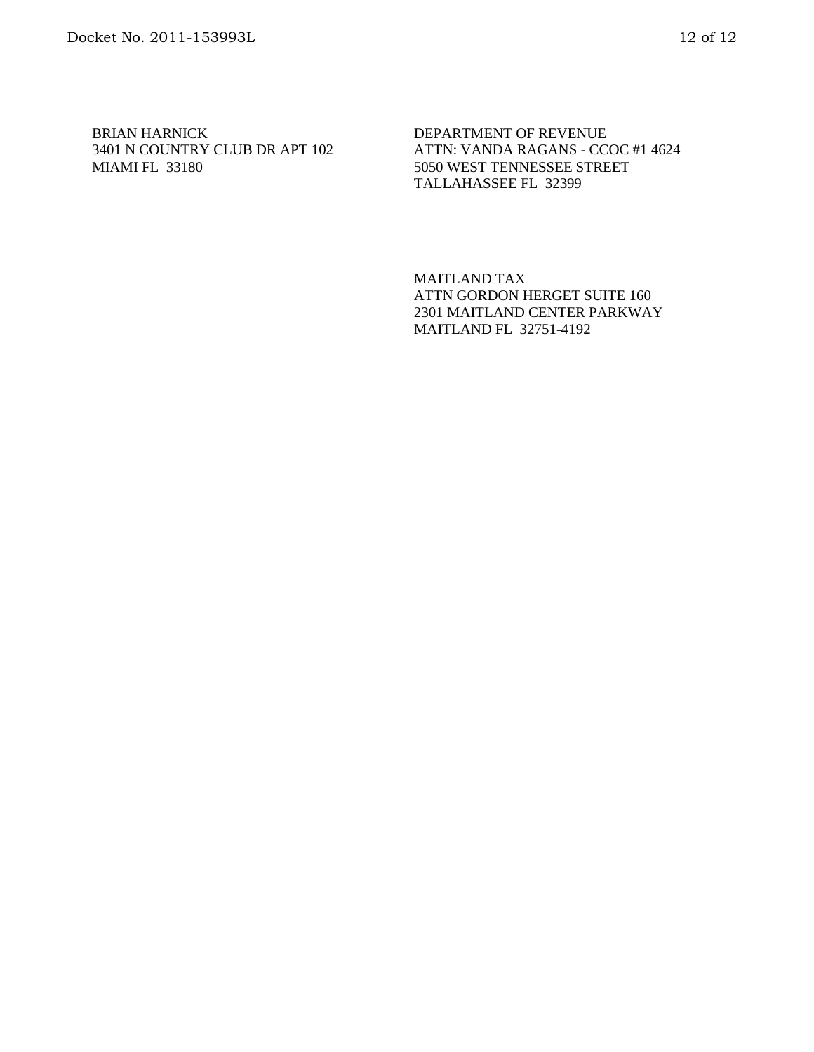BRIAN HARNICK
3401 N COUNTRY CLUB DR APT 102
MIAMI FL 33180

DEPARTMENT OF REVENUE
ATTN: VANDA RAGANS - CCOC #1 4624
5050 WEST TENNESSEE STREET
TALLAHASSEE FL 32399

MAITLAND TAX
ATTN GORDON HERGET SUITE 160
2301 MAITLAND CENTER PARKWAY
MAITLAND FL 32751-4192